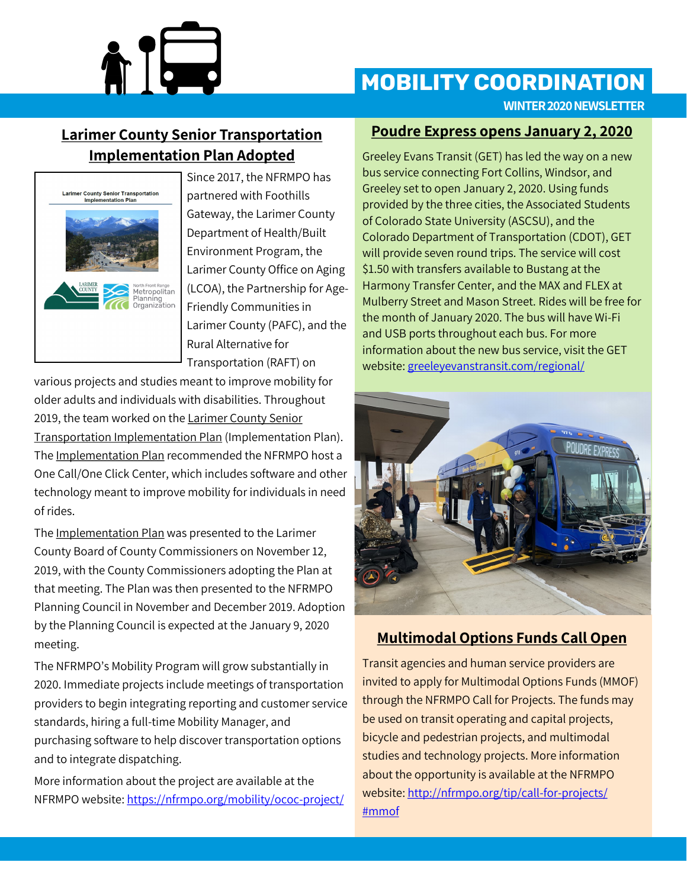# MOBILITY COORDINATION

**WINTER 2020 NEWSLETTER**

## Larimer County Senior Transportation Implementation Plan Adopted

Since 2017, the NFRMPO has partnered with Foothills Gateway, the Larimer County Department of Health/Built Environment Program, the Larimer County Office on Aging (LCOA), the Partnership for Age-Friendly Communities in Larimer County (PAFC), and the Rural Alternative for Transportation (RAFT) on various projects and studies meant to improve mobility for older adults and individuals with disabilities. Throughout 2019, the team worked on the Larimer County Senior Transportation Implementation Plan (Implementation Plan). The Implementation Plan recommended the NFRMPO host a One Call/One Click Center, which includes software and other technology meant to improve mobility for individuals in need of rides.

The Implementation Plan was presented to the Larimer County Board of County Commissioners on November 12, 2019, with the County Commissioners adopting the Plan at that meeting. The Plan was then presented to the NFRMPO Planning Council in November and December 2019. Adoption by the Planning Council is expected at the January 9, 2020 meeting.

The NFRMPO's Mobility Program will grow substantially in 2020. Immediate projects include meetings of transportation providers to begin integrating reporting and customer service standards, hiring a full-time Mobility Manager, and purchasing software to help discover transportation options and to integrate dispatching.

More information about the project are available at the NFRMPO website: https://nfrmpo.org/mobility/ococ-project/

## Poudre Express opens January 2, 2020

Greeley Evans Transit (GET) has led the way on a new bus service connecting Fort Collins, Windsor, and Greeley set to open January 2, 2020. Using funds provided by the three cities, the Associated Students of Colorado State University (ASCSU), and the Colorado Department of Transportation (CDOT), GET will provide seven round trips. The service will cost $1.50 with transfers available to Bustang at the Harmony Transfer Center, and the MAX and FLEX at Mulberry Street and Mason Street. Rides will be free for the month of January 2020. The bus will have Wi-Fi and USB ports throughout each bus. For more information about the new bus service, visit the GET website: greeleyevanstransit.com/regional/

## Multimodal Options Funds Call Open

Transit agencies and human service providers are invited to apply for Multimodal Options Funds (MMOF) through the NFRMPO Call for Projects. The funds may be used on transit operating and capital projects, bicycle and pedestrian projects, and multimodal studies and technology projects. More information about the opportunity is available at the NFRMPO website: http://nfrmpo.org/tip/call-for-projects/#mmof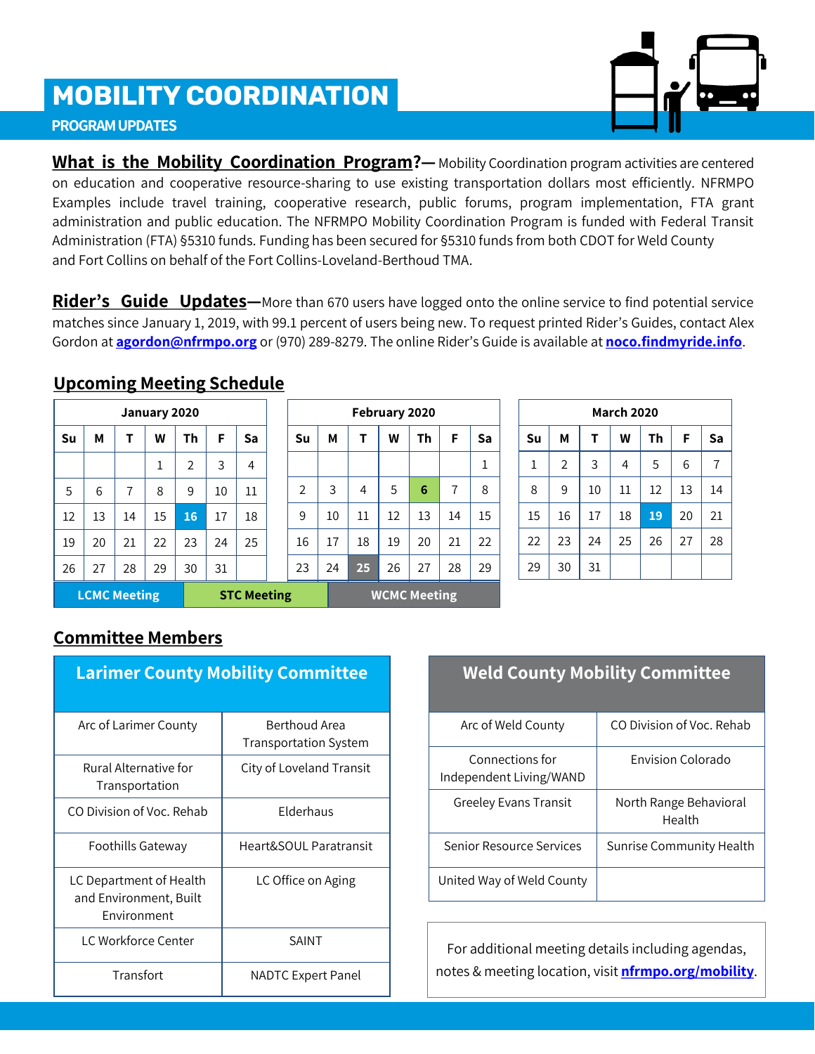# MOBILITY COORDINATION

**PROGRAM UPDATES**

**What is the Mobility Coordination Program?—** Mobility Coordination program activities are centered on education and cooperative resource-sharing to use existing transportation dollars most efficiently. NFRMPO Examples include travel training, cooperative research, public forums, program implementation, FTA grant administration and public education. The NFRMPO Mobility Coordination Program is funded with Federal Transit Administration (FTA) §5310 funds. Funding has been secured for §5310 funds from both CDOT for Weld County and Fort Collins on behalf of the Fort Collins-Loveland-Berthoud TMA.

**Rider's Guide Updates—**More than 670 users have logged onto the online service to find potential service matches since January 1, 2019, with 99.1 percent of users being new. To request printed Rider's Guides, contact Alex Gordon at **agordon@nfrmpo.org** or (970) 289-8279. The online Rider's Guide is available at **noco.findmyride.info**.

## Upcoming Meeting Schedule

**January 2020**

| Su | M | T | W | Th | F | Sa |
|---|---|---|---|---|---|---|
| | | | 1 | 2 | 3 | 4 |
| 5 | 6 | 7 | 8 | 9 | 10 | 11 |
| 12 | 13 | 14 | 15 | **16** | 17 | 18 |
| 19 | 20 | 21 | 22 | 23 | 24 | 25 |
| 26 | 27 | 28 | 29 | 30 | 31 | |

**February 2020**

| Su | M | T | W | Th | F | Sa |
|---|---|---|---|---|---|---|
| | | | | | | 1 |
| 2 | 3 | 4 | 5 | **6** | 7 | 8 |
| 9 | 10 | 11 | 12 | 13 | 14 | 15 |
| 16 | 17 | 18 | 19 | 20 | 21 | 22 |
| 23 | 24 | **25** | 26 | 27 | 28 | 29 |

**March 2020**

| Su | M | T | W | Th | F | Sa |
|---|---|---|---|---|---|---|
| 1 | 2 | 3 | 4 | 5 | 6 | 7 |
| 8 | 9 | 10 | 11 | 12 | 13 | 14 |
| 15 | 16 | 17 | 18 | **19** | 20 | 21 |
| 22 | 23 | 24 | 25 | 26 | 27 | 28 |
| 29 | 30 | 31 | | | | |

LCMC Meeting (January 16, March 19) | STC Meeting (February 6) | WCMC Meeting (February 25)

## Committee Members

| Larimer County Mobility Committee | |
|---|---|
| Arc of Larimer County | Berthoud Area Transportation System |
| Rural Alternative for Transportation | City of Loveland Transit |
| CO Division of Voc. Rehab | Elderhaus |
| Foothills Gateway | Heart&SOUL Paratransit |
| LC Department of Health and Environment, Built Environment | LC Office on Aging |
| LC Workforce Center | SAINT |
| Transfort | NADTC Expert Panel |

| Weld County Mobility Committee | |
|---|---|
| Arc of Weld County | CO Division of Voc. Rehab |
| Connections for Independent Living/WAND | Envision Colorado |
| Greeley Evans Transit | North Range Behavioral Health |
| Senior Resource Services | Sunrise Community Health |
| United Way of Weld County | |

For additional meeting details including agendas, notes & meeting location, visit **nfrmpo.org/mobility**.